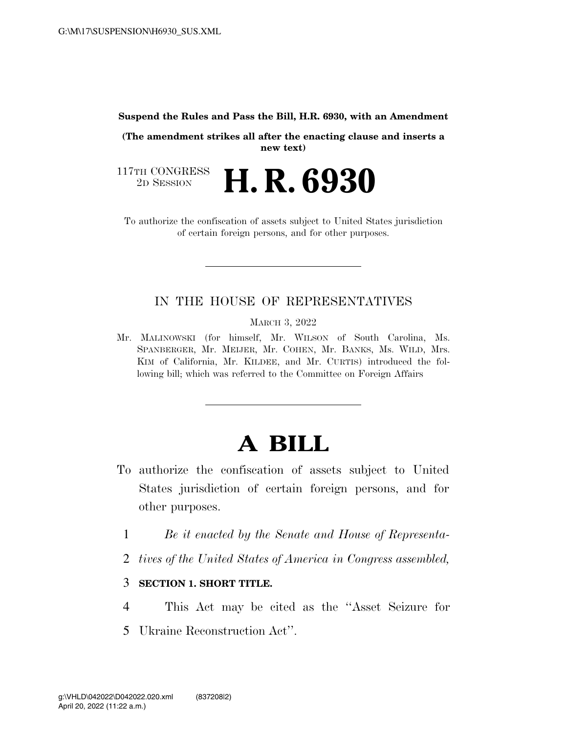**Suspend the Rules and Pass the Bill, H.R. 6930, with an Amendment**

**(The amendment strikes all after the enacting clause and inserts a new text)**

117TH CONGRESS
2D SESSION

# H. R. 6930

To authorize the confiscation of assets subject to United States jurisdiction of certain foreign persons, and for other purposes.

---

IN THE HOUSE OF REPRESENTATIVES

MARCH 3, 2022

Mr. MALINOWSKI (for himself, Mr. WILSON of South Carolina, Ms. SPANBERGER, Mr. MEIJER, Mr. COHEN, Mr. BANKS, Ms. WILD, Mrs. KIM of California, Mr. KILDEE, and Mr. CURTIS) introduced the following bill; which was referred to the Committee on Foreign Affairs

---

# A BILL

To authorize the confiscation of assets subject to United States jurisdiction of certain foreign persons, and for other purposes.

1 *Be it enacted by the Senate and House of Representa-*

2 *tives of the United States of America in Congress assembled,*

3 **SECTION 1. SHORT TITLE.**

4 This Act may be cited as the ''Asset Seizure for

5 Ukraine Reconstruction Act''.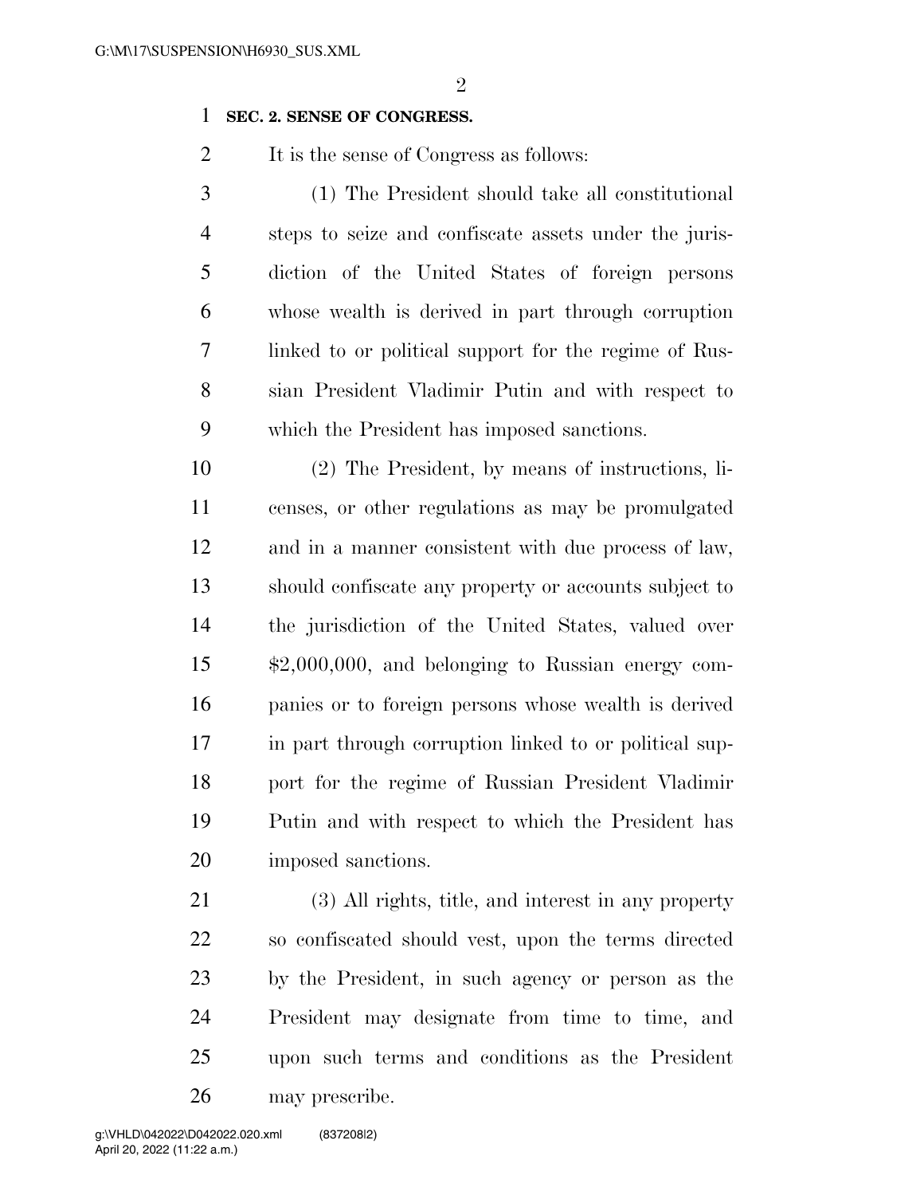## SEC. 2. SENSE OF CONGRESS.

It is the sense of Congress as follows:

(1) The President should take all constitutional steps to seize and confiscate assets under the jurisdiction of the United States of foreign persons whose wealth is derived in part through corruption linked to or political support for the regime of Russian President Vladimir Putin and with respect to which the President has imposed sanctions.

(2) The President, by means of instructions, licenses, or other regulations as may be promulgated and in a manner consistent with due process of law, should confiscate any property or accounts subject to the jurisdiction of the United States, valued over $2,000,000, and belonging to Russian energy companies or to foreign persons whose wealth is derived in part through corruption linked to or political support for the regime of Russian President Vladimir Putin and with respect to which the President has imposed sanctions.

(3) All rights, title, and interest in any property so confiscated should vest, upon the terms directed by the President, in such agency or person as the President may designate from time to time, and upon such terms and conditions as the President may prescribe.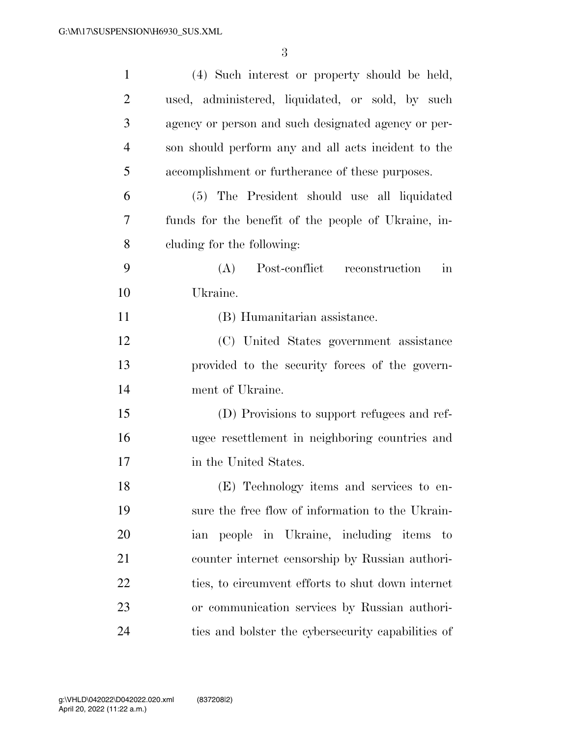(4) Such interest or property should be held, used, administered, liquidated, or sold, by such agency or person and such designated agency or person should perform any and all acts incident to the accomplishment or furtherance of these purposes.

(5) The President should use all liquidated funds for the benefit of the people of Ukraine, including for the following:

(A) Post-conflict reconstruction in Ukraine.

(B) Humanitarian assistance.

(C) United States government assistance provided to the security forces of the government of Ukraine.

(D) Provisions to support refugees and refugee resettlement in neighboring countries and in the United States.

(E) Technology items and services to ensure the free flow of information to the Ukrainian people in Ukraine, including items to counter internet censorship by Russian authorities, to circumvent efforts to shut down internet or communication services by Russian authorities and bolster the cybersecurity capabilities of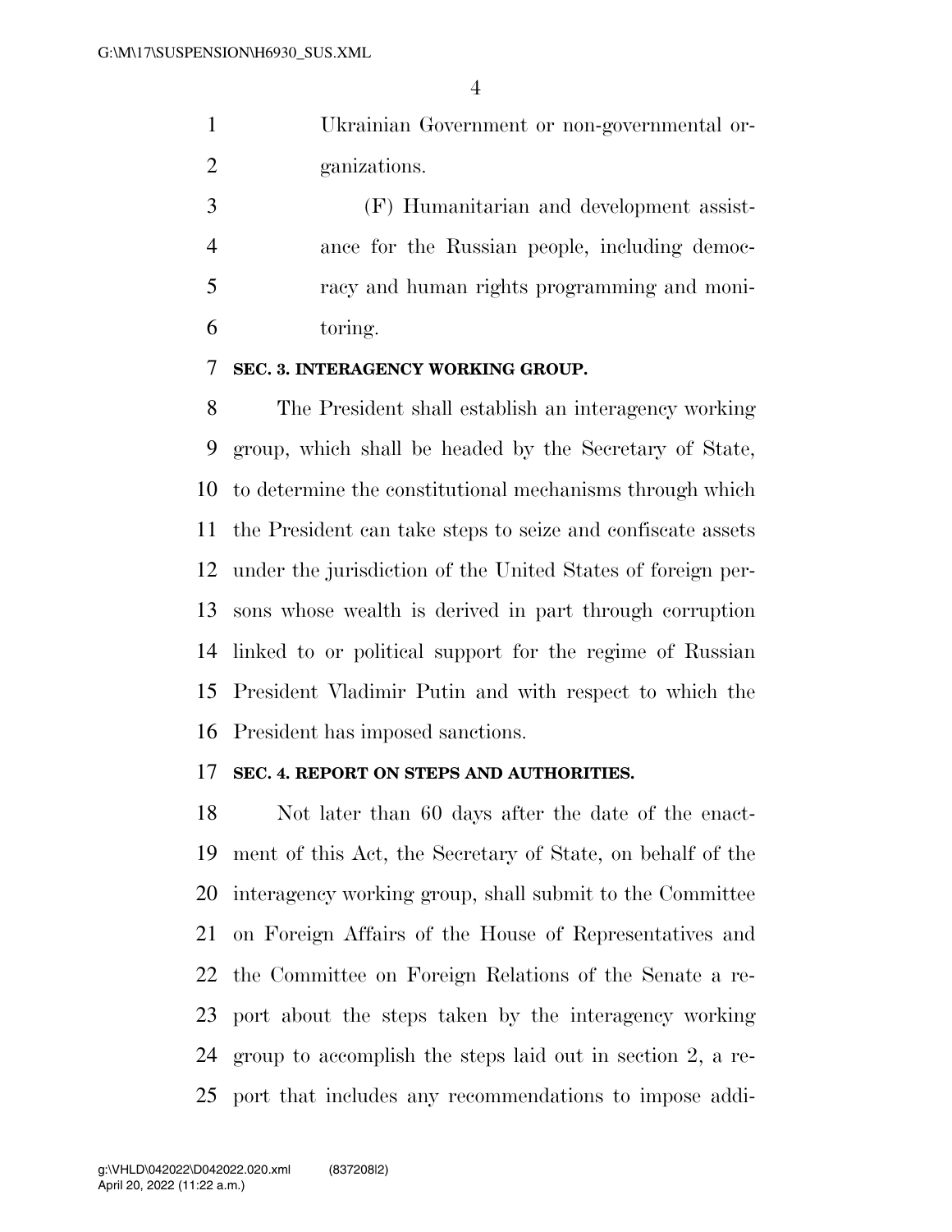Ukrainian Government or non-governmental organizations.

(F) Humanitarian and development assistance for the Russian people, including democracy and human rights programming and monitoring.

**SEC. 3. INTERAGENCY WORKING GROUP.**

The President shall establish an interagency working group, which shall be headed by the Secretary of State, to determine the constitutional mechanisms through which the President can take steps to seize and confiscate assets under the jurisdiction of the United States of foreign persons whose wealth is derived in part through corruption linked to or political support for the regime of Russian President Vladimir Putin and with respect to which the President has imposed sanctions.

**SEC. 4. REPORT ON STEPS AND AUTHORITIES.**

Not later than 60 days after the date of the enactment of this Act, the Secretary of State, on behalf of the interagency working group, shall submit to the Committee on Foreign Affairs of the House of Representatives and the Committee on Foreign Relations of the Senate a report about the steps taken by the interagency working group to accomplish the steps laid out in section 2, a report that includes any recommendations to impose addi-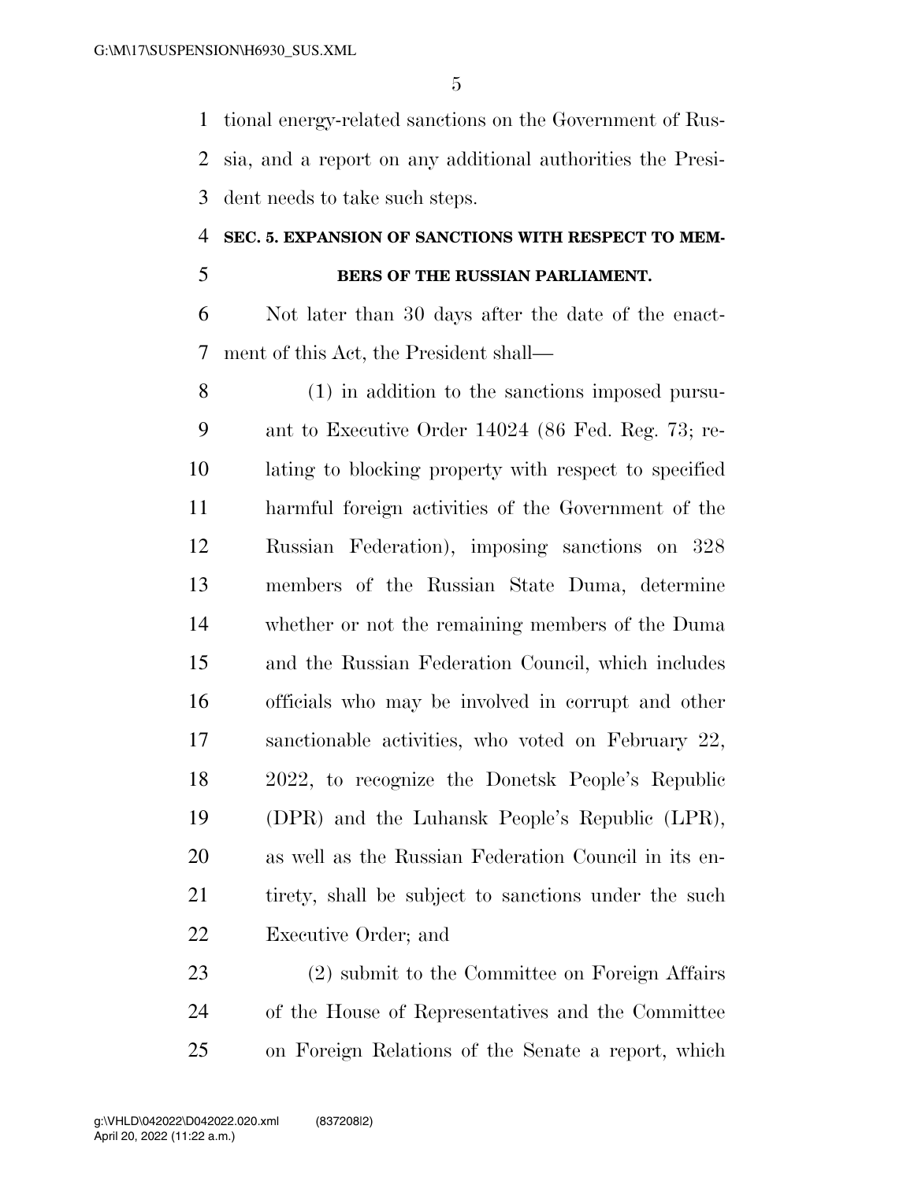tional energy-related sanctions on the Government of Russia, and a report on any additional authorities the President needs to take such steps.

**SEC. 5. EXPANSION OF SANCTIONS WITH RESPECT TO MEMBERS OF THE RUSSIAN PARLIAMENT.**

Not later than 30 days after the date of the enactment of this Act, the President shall—

(1) in addition to the sanctions imposed pursuant to Executive Order 14024 (86 Fed. Reg. 73; relating to blocking property with respect to specified harmful foreign activities of the Government of the Russian Federation), imposing sanctions on 328 members of the Russian State Duma, determine whether or not the remaining members of the Duma and the Russian Federation Council, which includes officials who may be involved in corrupt and other sanctionable activities, who voted on February 22, 2022, to recognize the Donetsk People's Republic (DPR) and the Luhansk People's Republic (LPR), as well as the Russian Federation Council in its entirety, shall be subject to sanctions under the such Executive Order; and

(2) submit to the Committee on Foreign Affairs of the House of Representatives and the Committee on Foreign Relations of the Senate a report, which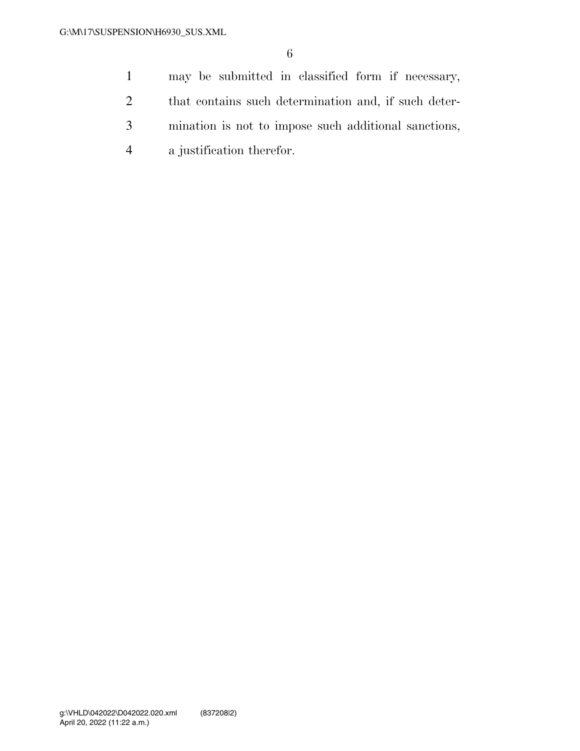may be submitted in classified form if necessary, that contains such determination and, if such determination is not to impose such additional sanctions, a justification therefor.